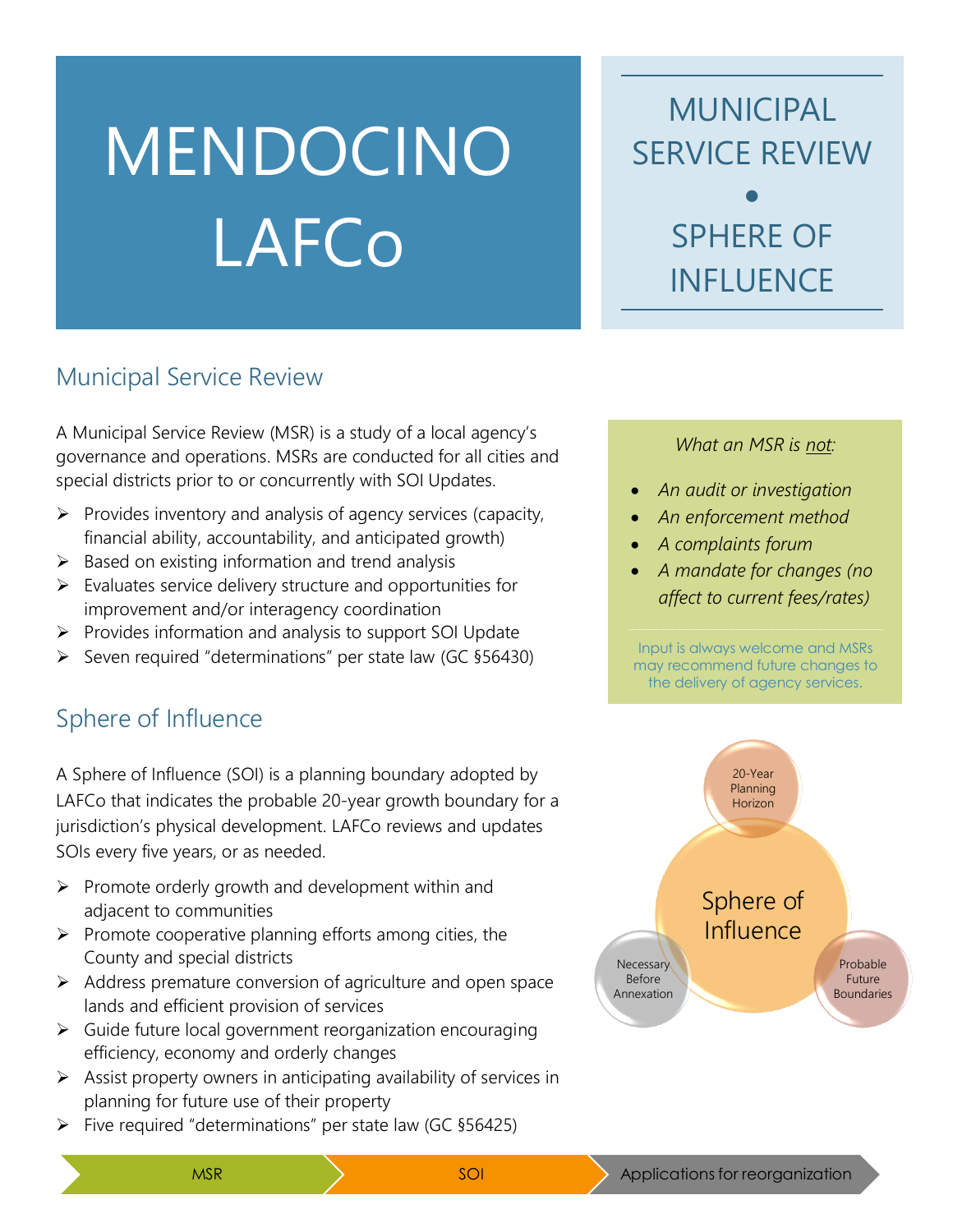# MENDOCINO LAFCo

## MUNICIPAL SERVICE REVIEW • SPHERE OF INFLUENCE

## Municipal Service Review

A Municipal Service Review (MSR) is a study of a local agency's governance and operations. MSRs are conducted for all cities and special districts prior to or concurrently with SOI Updates.

- Provides inventory and analysis of agency services (capacity, financial ability, accountability, and anticipated growth)
- Based on existing information and trend analysis
- Evaluates service delivery structure and opportunities for improvement and/or interagency coordination
- Provides information and analysis to support SOI Update
- Seven required "determinations" per state law (GC §56430)

*What an MSR is not:*

- *An audit or investigation*
- *An enforcement method*
- *A complaints forum*
- *A mandate for changes (no affect to current fees/rates)*

Input is always welcome and MSRs may recommend future changes to the delivery of agency services.

## Sphere of Influence

A Sphere of Influence (SOI) is a planning boundary adopted by LAFCo that indicates the probable 20-year growth boundary for a jurisdiction's physical development. LAFCo reviews and updates SOIs every five years, or as needed.

- Promote orderly growth and development within and adjacent to communities
- Promote cooperative planning efforts among cities, the County and special districts
- Address premature conversion of agriculture and open space lands and efficient provision of services
- Guide future local government reorganization encouraging efficiency, economy and orderly changes
- Assist property owners in anticipating availability of services in planning for future use of their property
- Five required "determinations" per state law (GC §56425)

Sphere of Influence: 20-Year Planning Horizon · Necessary Before Annexation · Probable Future Boundaries

MSR → SOI → Applications for reorganization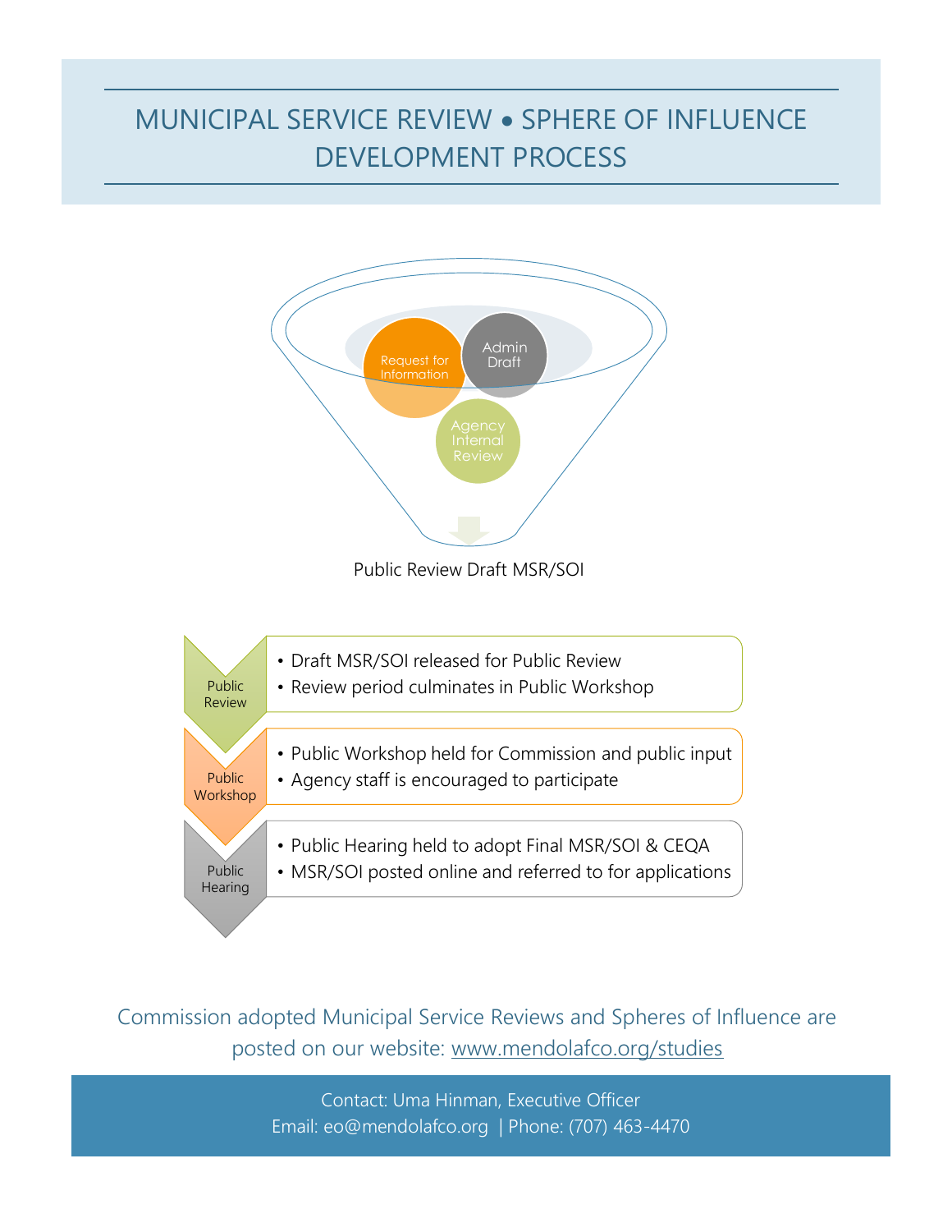# MUNICIPAL SERVICE REVIEW • SPHERE OF INFLUENCE DEVELOPMENT PROCESS

Request for Information

Admin Draft

Agency Internal Review

Public Review Draft MSR/SOI

**Public Review**
- Draft MSR/SOI released for Public Review
- Review period culminates in Public Workshop

**Public Workshop**
- Public Workshop held for Commission and public input
- Agency staff is encouraged to participate

**Public Hearing**
- Public Hearing held to adopt Final MSR/SOI & CEQA
- MSR/SOI posted online and referred to for applications

Commission adopted Municipal Service Reviews and Spheres of Influence are posted on our website: www.mendolafco.org/studies

Contact: Uma Hinman, Executive Officer
Email: eo@mendolafco.org | Phone: (707) 463-4470